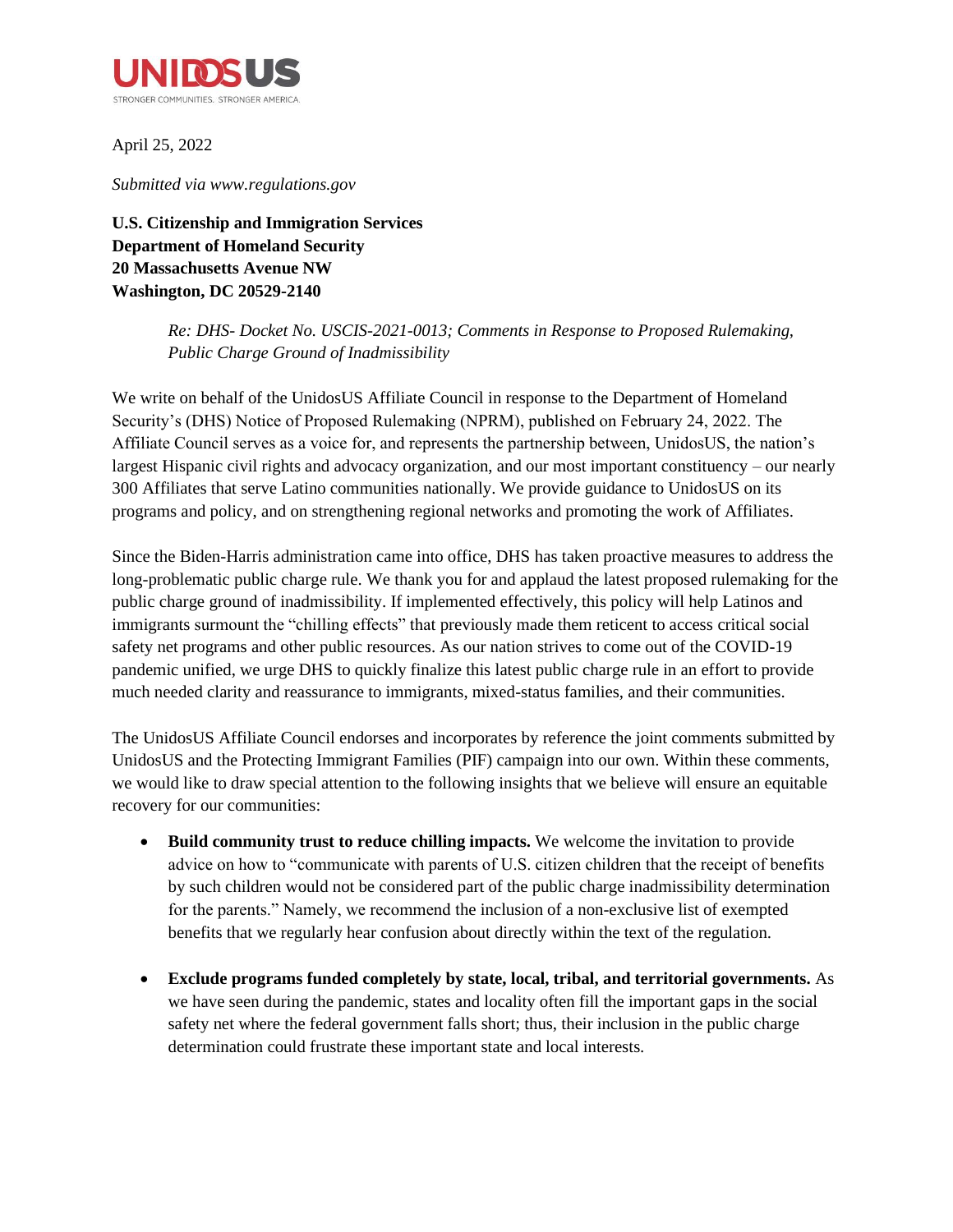**UNIDOSUS**

STRONGER COMMUNITIES. STRONGER AMERICA.

April 25, 2022

*Submitted via www.regulations.gov*

**U.S. Citizenship and Immigration Services**
**Department of Homeland Security**
**20 Massachusetts Avenue NW**
**Washington, DC 20529-2140**

> *Re: DHS- Docket No. USCIS-2021-0013; Comments in Response to Proposed Rulemaking, Public Charge Ground of Inadmissibility*

We write on behalf of the UnidosUS Affiliate Council in response to the Department of Homeland Security's (DHS) Notice of Proposed Rulemaking (NPRM), published on February 24, 2022. The Affiliate Council serves as a voice for, and represents the partnership between, UnidosUS, the nation's largest Hispanic civil rights and advocacy organization, and our most important constituency – our nearly 300 Affiliates that serve Latino communities nationally. We provide guidance to UnidosUS on its programs and policy, and on strengthening regional networks and promoting the work of Affiliates.

Since the Biden-Harris administration came into office, DHS has taken proactive measures to address the long-problematic public charge rule. We thank you for and applaud the latest proposed rulemaking for the public charge ground of inadmissibility. If implemented effectively, this policy will help Latinos and immigrants surmount the "chilling effects" that previously made them reticent to access critical social safety net programs and other public resources. As our nation strives to come out of the COVID-19 pandemic unified, we urge DHS to quickly finalize this latest public charge rule in an effort to provide much needed clarity and reassurance to immigrants, mixed-status families, and their communities.

The UnidosUS Affiliate Council endorses and incorporates by reference the joint comments submitted by UnidosUS and the Protecting Immigrant Families (PIF) campaign into our own. Within these comments, we would like to draw special attention to the following insights that we believe will ensure an equitable recovery for our communities:

- **Build community trust to reduce chilling impacts.** We welcome the invitation to provide advice on how to "communicate with parents of U.S. citizen children that the receipt of benefits by such children would not be considered part of the public charge inadmissibility determination for the parents." Namely, we recommend the inclusion of a non-exclusive list of exempted benefits that we regularly hear confusion about directly within the text of the regulation.

- **Exclude programs funded completely by state, local, tribal, and territorial governments.** As we have seen during the pandemic, states and locality often fill the important gaps in the social safety net where the federal government falls short; thus, their inclusion in the public charge determination could frustrate these important state and local interests.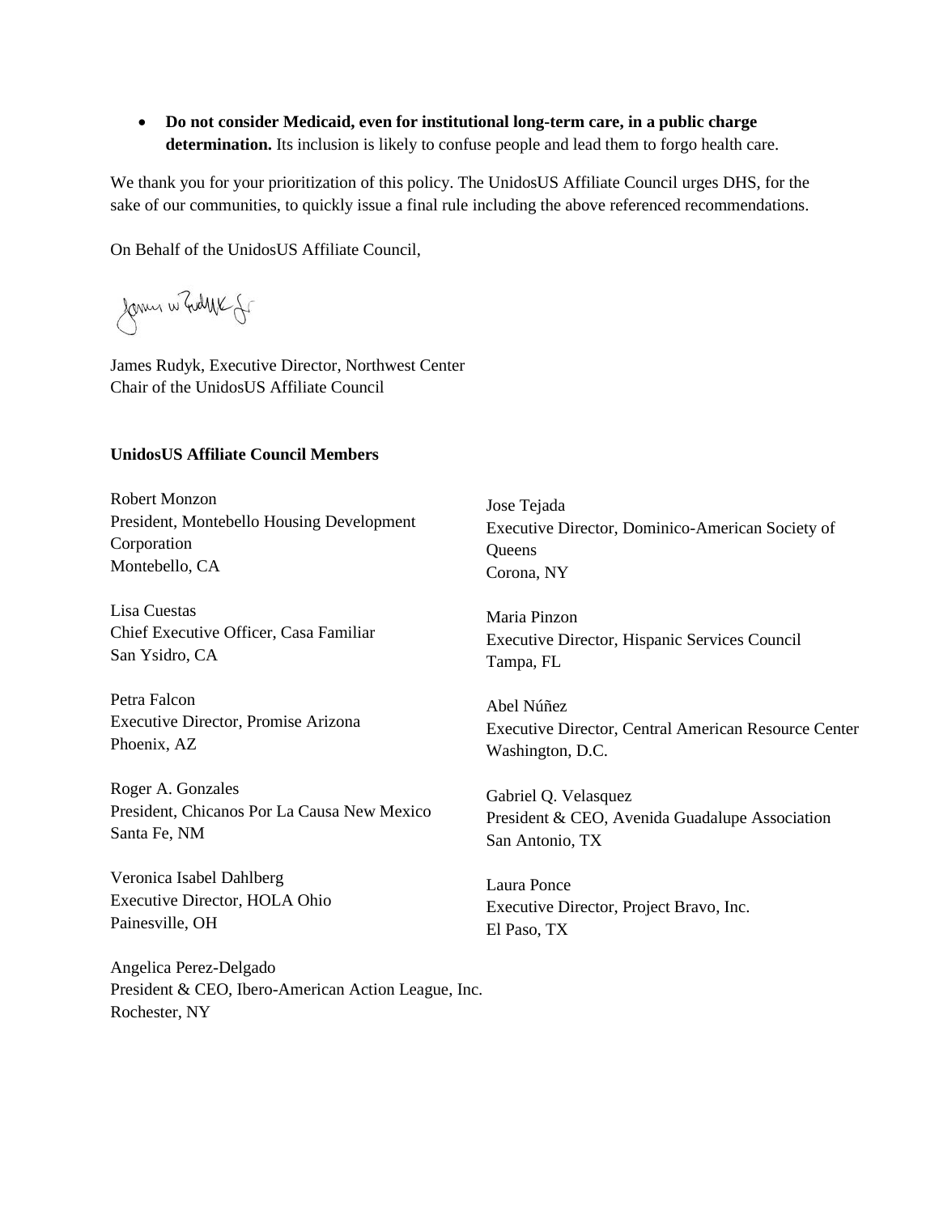- **Do not consider Medicaid, even for institutional long-term care, in a public charge determination.** Its inclusion is likely to confuse people and lead them to forgo health care.

We thank you for your prioritization of this policy. The UnidosUS Affiliate Council urges DHS, for the sake of our communities, to quickly issue a final rule including the above referenced recommendations.

On Behalf of the UnidosUS Affiliate Council,

James Rudyk, Executive Director, Northwest Center
Chair of the UnidosUS Affiliate Council

**UnidosUS Affiliate Council Members**

Robert Monzon
President, Montebello Housing Development Corporation
Montebello, CA

Lisa Cuestas
Chief Executive Officer, Casa Familiar
San Ysidro, CA

Petra Falcon
Executive Director, Promise Arizona
Phoenix, AZ

Roger A. Gonzales
President, Chicanos Por La Causa New Mexico
Santa Fe, NM

Veronica Isabel Dahlberg
Executive Director, HOLA Ohio
Painesville, OH

Angelica Perez-Delgado
President & CEO, Ibero-American Action League, Inc.
Rochester, NY

Jose Tejada
Executive Director, Dominico-American Society of Queens
Corona, NY

Maria Pinzon
Executive Director, Hispanic Services Council
Tampa, FL

Abel Núñez
Executive Director, Central American Resource Center
Washington, D.C.

Gabriel Q. Velasquez
President & CEO, Avenida Guadalupe Association
San Antonio, TX

Laura Ponce
Executive Director, Project Bravo, Inc.
El Paso, TX